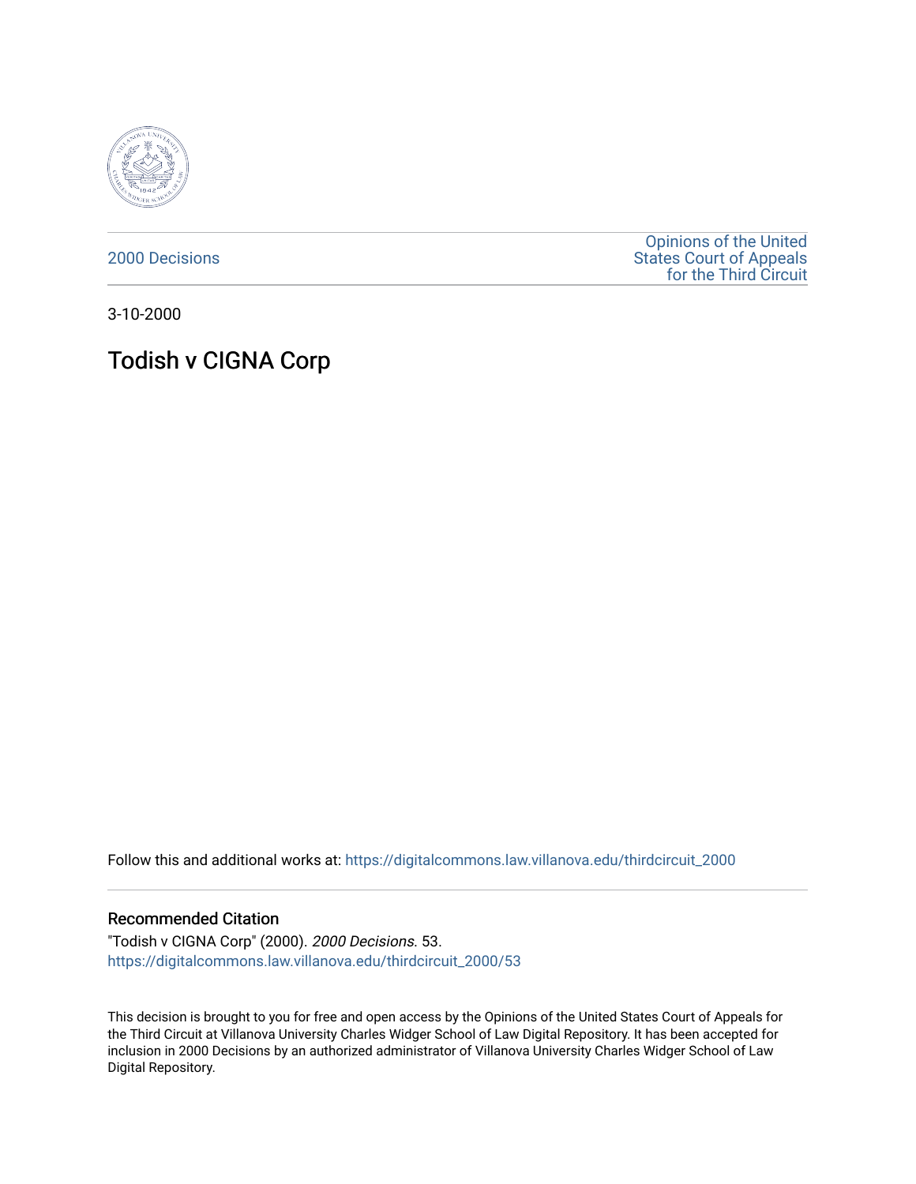2000 Decisions

Opinions of the United States Court of Appeals for the Third Circuit

3-10-2000

# Todish v CIGNA Corp

Follow this and additional works at: https://digitalcommons.law.villanova.edu/thirdcircuit_2000

## Recommended Citation

"Todish v CIGNA Corp" (2000). *2000 Decisions*. 53.
https://digitalcommons.law.villanova.edu/thirdcircuit_2000/53

This decision is brought to you for free and open access by the Opinions of the United States Court of Appeals for the Third Circuit at Villanova University Charles Widger School of Law Digital Repository. It has been accepted for inclusion in 2000 Decisions by an authorized administrator of Villanova University Charles Widger School of Law Digital Repository.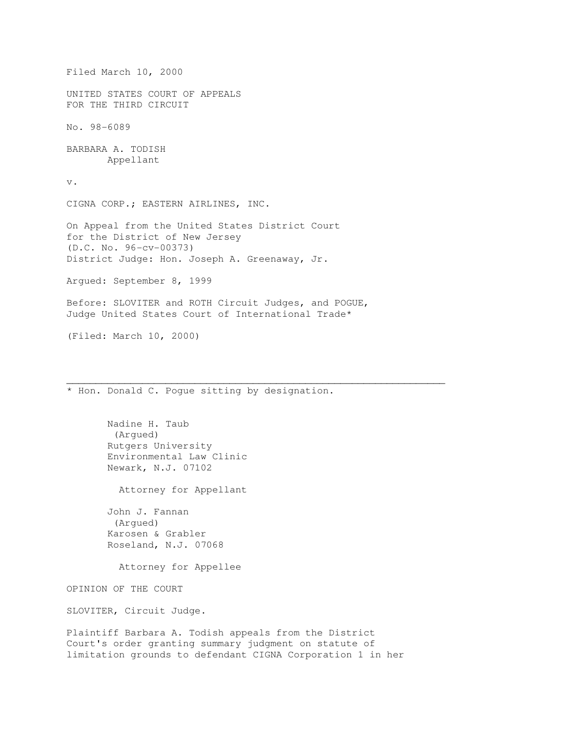Filed March 10, 2000

UNITED STATES COURT OF APPEALS
FOR THE THIRD CIRCUIT

No. 98-6089

BARBARA A. TODISH
Appellant

v.

CIGNA CORP.; EASTERN AIRLINES, INC.

On Appeal from the United States District Court
for the District of New Jersey
(D.C. No. 96-cv-00373)
District Judge: Hon. Joseph A. Greenaway, Jr.

Argued: September 8, 1999

Before: SLOVITER and ROTH Circuit Judges, and POGUE,
Judge United States Court of International Trade*

(Filed: March 10, 2000)

---

\* Hon. Donald C. Pogue sitting by designation.

Nadine H. Taub
(Argued)
Rutgers University
Environmental Law Clinic
Newark, N.J. 07102

Attorney for Appellant

John J. Fannan
(Argued)
Karosen & Grabler
Roseland, N.J. 07068

Attorney for Appellee

OPINION OF THE COURT

SLOVITER, Circuit Judge.

Plaintiff Barbara A. Todish appeals from the District Court's order granting summary judgment on statute of limitation grounds to defendant CIGNA Corporation [1] in her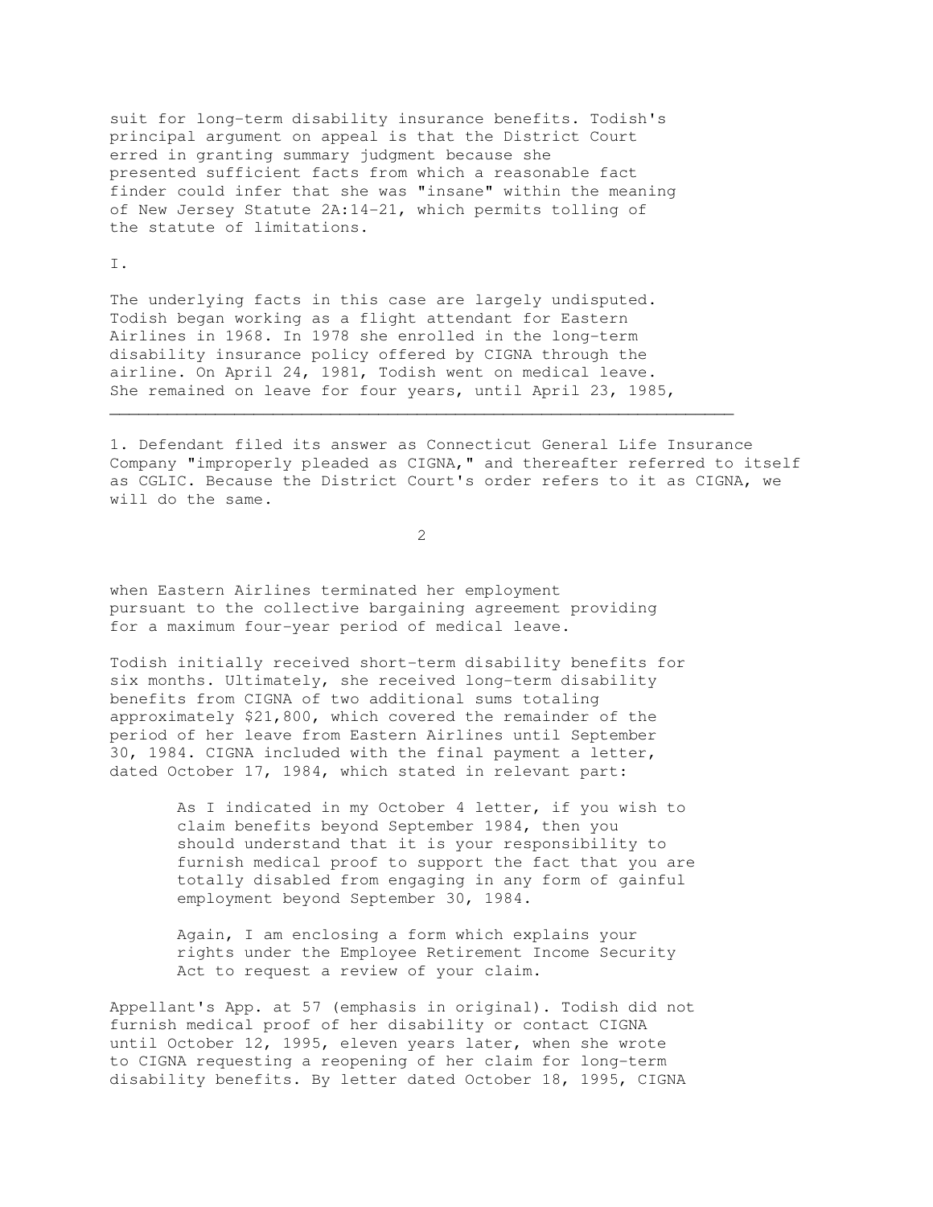suit for long-term disability insurance benefits. Todish's principal argument on appeal is that the District Court erred in granting summary judgment because she presented sufficient facts from which a reasonable fact finder could infer that she was "insane" within the meaning of New Jersey Statute 2A:14-21, which permits tolling of the statute of limitations.

I.

The underlying facts in this case are largely undisputed. Todish began working as a flight attendant for Eastern Airlines in 1968. In 1978 she enrolled in the long-term disability insurance policy offered by CIGNA through the airline. On April 24, 1981, Todish went on medical leave. She remained on leave for four years, until April 23, 1985, when Eastern Airlines terminated her employment pursuant to the collective bargaining agreement providing for a maximum four-year period of medical leave.

Todish initially received short-term disability benefits for six months. Ultimately, she received long-term disability benefits from CIGNA of two additional sums totaling approximately $21,800, which covered the remainder of the period of her leave from Eastern Airlines until September 30, 1984. CIGNA included with the final payment a letter, dated October 17, 1984, which stated in relevant part:

> As I indicated in my October 4 letter, if you wish to claim benefits beyond September 1984, then you should understand that it is your responsibility to furnish medical proof to support the fact that you are totally disabled from engaging in any form of gainful employment beyond September 30, 1984.
>
> Again, I am enclosing a form which explains your rights under the Employee Retirement Income Security Act to request a review of your claim.

Appellant's App. at 57 (emphasis in original). Todish did not furnish medical proof of her disability or contact CIGNA until October 12, 1995, eleven years later, when she wrote to CIGNA requesting a reopening of her claim for long-term disability benefits. By letter dated October 18, 1995, CIGNA

---

1. Defendant filed its answer as Connecticut General Life Insurance Company "improperly pleaded as CIGNA," and thereafter referred to itself as CGLIC. Because the District Court's order refers to it as CIGNA, we will do the same.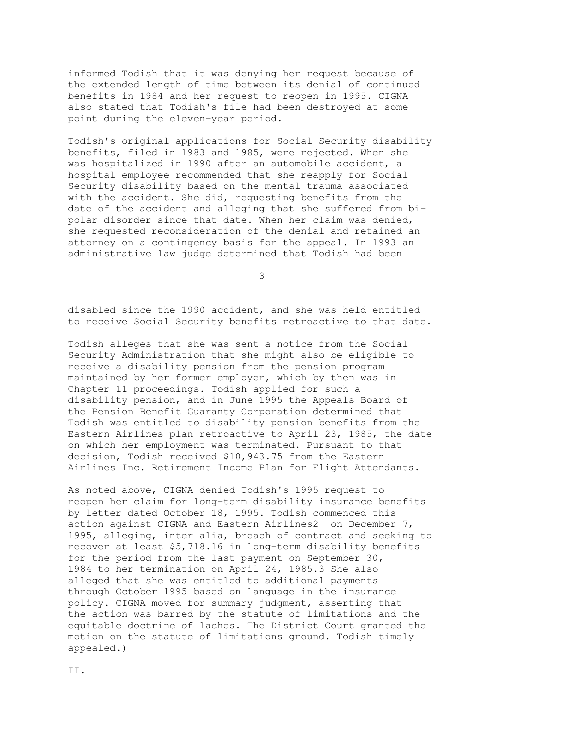informed Todish that it was denying her request because of the extended length of time between its denial of continued benefits in 1984 and her request to reopen in 1995. CIGNA also stated that Todish's file had been destroyed at some point during the eleven-year period.

Todish's original applications for Social Security disability benefits, filed in 1983 and 1985, were rejected. When she was hospitalized in 1990 after an automobile accident, a hospital employee recommended that she reapply for Social Security disability based on the mental trauma associated with the accident. She did, requesting benefits from the date of the accident and alleging that she suffered from bi-polar disorder since that date. When her claim was denied, she requested reconsideration of the denial and retained an attorney on a contingency basis for the appeal. In 1993 an administrative law judge determined that Todish had been disabled since the 1990 accident, and she was held entitled to receive Social Security benefits retroactive to that date.

Todish alleges that she was sent a notice from the Social Security Administration that she might also be eligible to receive a disability pension from the pension program maintained by her former employer, which by then was in Chapter 11 proceedings. Todish applied for such a disability pension, and in June 1995 the Appeals Board of the Pension Benefit Guaranty Corporation determined that Todish was entitled to disability pension benefits from the Eastern Airlines plan retroactive to April 23, 1985, the date on which her employment was terminated. Pursuant to that decision, Todish received $10,943.75 from the Eastern Airlines Inc. Retirement Income Plan for Flight Attendants.

As noted above, CIGNA denied Todish's 1995 request to reopen her claim for long-term disability insurance benefits by letter dated October 18, 1995. Todish commenced this action against CIGNA and Eastern Airlines[2] on December 7, 1995, alleging, inter alia, breach of contract and seeking to recover at least $5,718.16 in long-term disability benefits for the period from the last payment on September 30, 1984 to her termination on April 24, 1985.[3] She also alleged that she was entitled to additional payments through October 1995 based on language in the insurance policy. CIGNA moved for summary judgment, asserting that the action was barred by the statute of limitations and the equitable doctrine of laches. The District Court granted the motion on the statute of limitations ground. Todish timely appealed.)

II.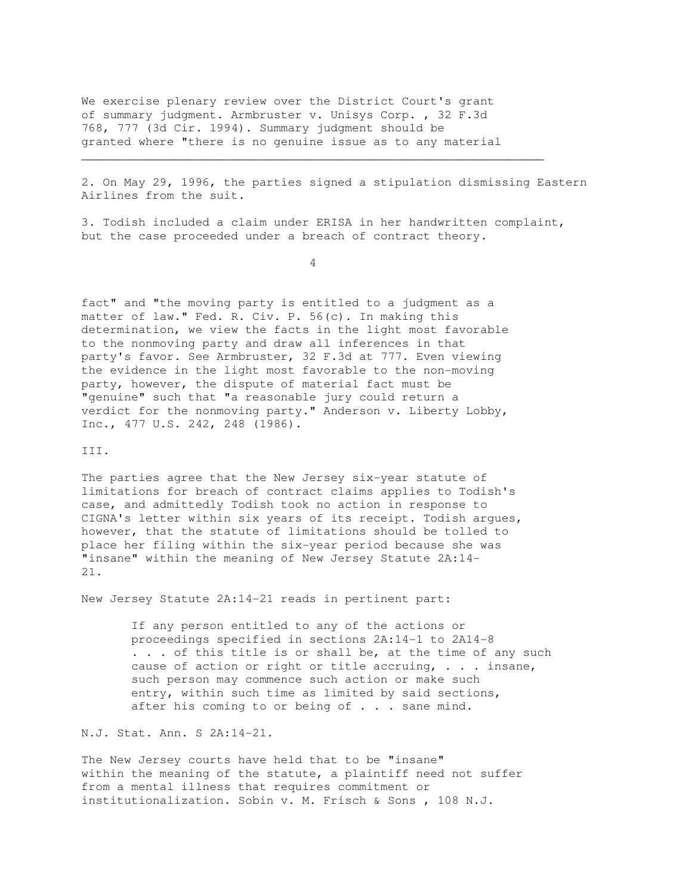We exercise plenary review over the District Court's grant of summary judgment. Armbruster v. Unisys Corp. , 32 F.3d 768, 777 (3d Cir. 1994). Summary judgment should be granted where "there is no genuine issue as to any material fact" and "the moving party is entitled to a judgment as a matter of law." Fed. R. Civ. P. 56(c). In making this determination, we view the facts in the light most favorable to the nonmoving party and draw all inferences in that party's favor. See Armbruster, 32 F.3d at 777. Even viewing the evidence in the light most favorable to the non-moving party, however, the dispute of material fact must be "genuine" such that "a reasonable jury could return a verdict for the nonmoving party." Anderson v. Liberty Lobby, Inc., 477 U.S. 242, 248 (1986).

III.

The parties agree that the New Jersey six-year statute of limitations for breach of contract claims applies to Todish's case, and admittedly Todish took no action in response to CIGNA's letter within six years of its receipt. Todish argues, however, that the statute of limitations should be tolled to place her filing within the six-year period because she was "insane" within the meaning of New Jersey Statute 2A:14-21.

New Jersey Statute 2A:14-21 reads in pertinent part:

> If any person entitled to any of the actions or proceedings specified in sections 2A:14-1 to 2A14-8 . . . of this title is or shall be, at the time of any such cause of action or right or title accruing, . . . insane, such person may commence such action or make such entry, within such time as limited by said sections, after his coming to or being of . . . sane mind.

N.J. Stat. Ann. S 2A:14-21.

The New Jersey courts have held that to be "insane" within the meaning of the statute, a plaintiff need not suffer from a mental illness that requires commitment or institutionalization. Sobin v. M. Frisch & Sons , 108 N.J.

---

2. On May 29, 1996, the parties signed a stipulation dismissing Eastern Airlines from the suit.

3. Todish included a claim under ERISA in her handwritten complaint, but the case proceeded under a breach of contract theory.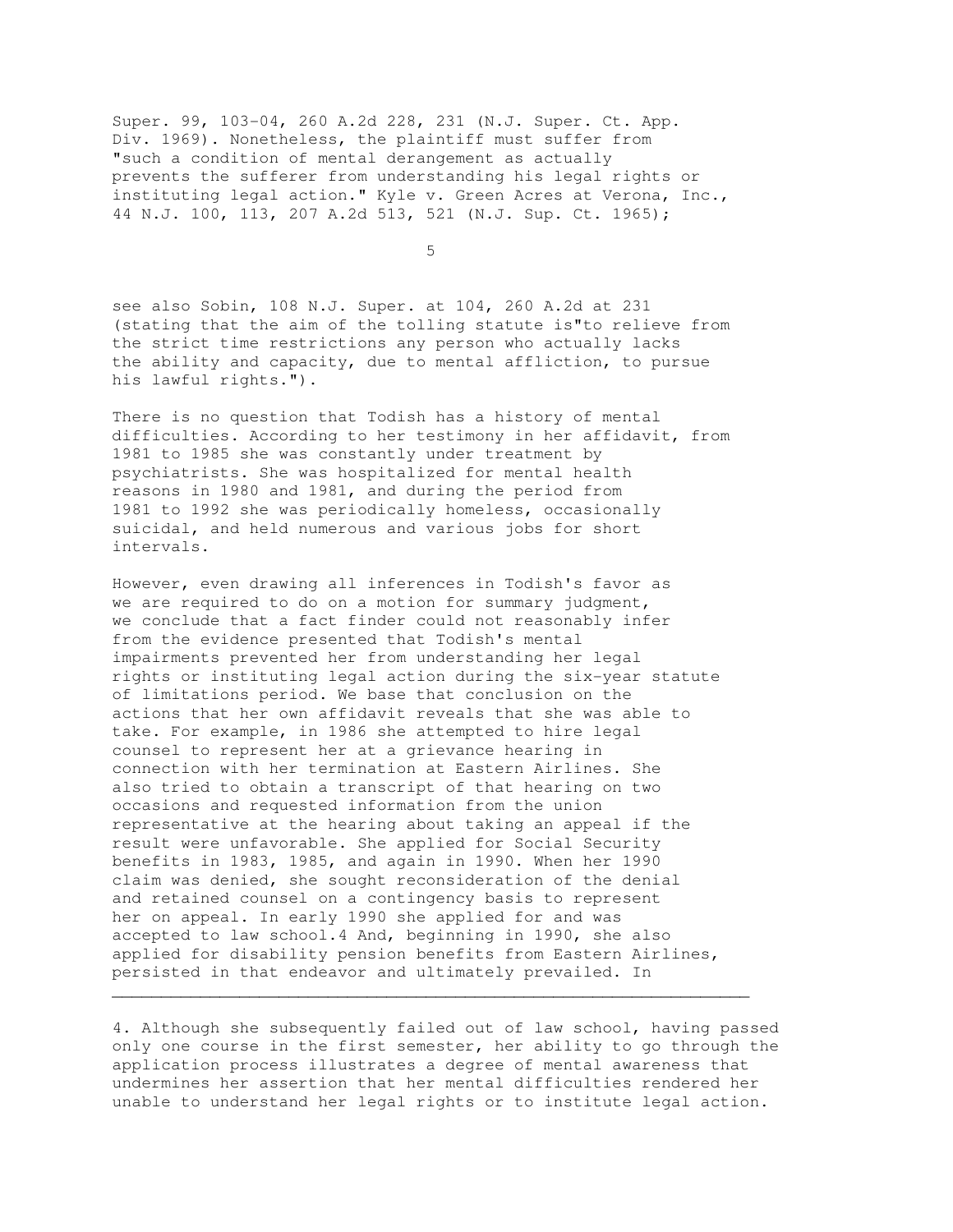Super. 99, 103-04, 260 A.2d 228, 231 (N.J. Super. Ct. App. Div. 1969). Nonetheless, the plaintiff must suffer from "such a condition of mental derangement as actually prevents the sufferer from understanding his legal rights or instituting legal action." Kyle v. Green Acres at Verona, Inc., 44 N.J. 100, 113, 207 A.2d 513, 521 (N.J. Sup. Ct. 1965);

see also Sobin, 108 N.J. Super. at 104, 260 A.2d at 231 (stating that the aim of the tolling statute is"to relieve from the strict time restrictions any person who actually lacks the ability and capacity, due to mental affliction, to pursue his lawful rights.").

There is no question that Todish has a history of mental difficulties. According to her testimony in her affidavit, from 1981 to 1985 she was constantly under treatment by psychiatrists. She was hospitalized for mental health reasons in 1980 and 1981, and during the period from 1981 to 1992 she was periodically homeless, occasionally suicidal, and held numerous and various jobs for short intervals.

However, even drawing all inferences in Todish's favor as we are required to do on a motion for summary judgment, we conclude that a fact finder could not reasonably infer from the evidence presented that Todish's mental impairments prevented her from understanding her legal rights or instituting legal action during the six-year statute of limitations period. We base that conclusion on the actions that her own affidavit reveals that she was able to take. For example, in 1986 she attempted to hire legal counsel to represent her at a grievance hearing in connection with her termination at Eastern Airlines. She also tried to obtain a transcript of that hearing on two occasions and requested information from the union representative at the hearing about taking an appeal if the result were unfavorable. She applied for Social Security benefits in 1983, 1985, and again in 1990. When her 1990 claim was denied, she sought reconsideration of the denial and retained counsel on a contingency basis to represent her on appeal. In early 1990 she applied for and was accepted to law school.[4] And, beginning in 1990, she also applied for disability pension benefits from Eastern Airlines, persisted in that endeavor and ultimately prevailed. In

---

4. Although she subsequently failed out of law school, having passed only one course in the first semester, her ability to go through the application process illustrates a degree of mental awareness that undermines her assertion that her mental difficulties rendered her unable to understand her legal rights or to institute legal action.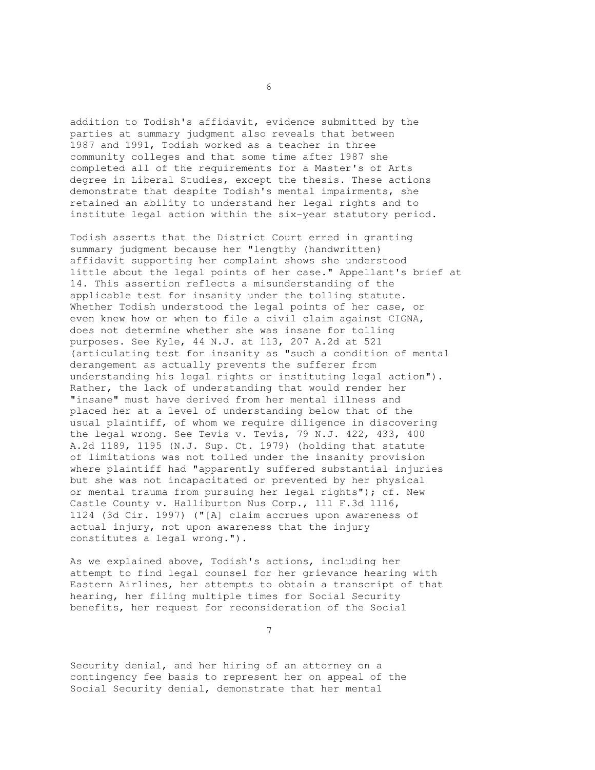addition to Todish's affidavit, evidence submitted by the parties at summary judgment also reveals that between 1987 and 1991, Todish worked as a teacher in three community colleges and that some time after 1987 she completed all of the requirements for a Master's of Arts degree in Liberal Studies, except the thesis. These actions demonstrate that despite Todish's mental impairments, she retained an ability to understand her legal rights and to institute legal action within the six-year statutory period.

Todish asserts that the District Court erred in granting summary judgment because her "lengthy (handwritten) affidavit supporting her complaint shows she understood little about the legal points of her case." Appellant's brief at 14. This assertion reflects a misunderstanding of the applicable test for insanity under the tolling statute. Whether Todish understood the legal points of her case, or even knew how or when to file a civil claim against CIGNA, does not determine whether she was insane for tolling purposes. See Kyle, 44 N.J. at 113, 207 A.2d at 521 (articulating test for insanity as "such a condition of mental derangement as actually prevents the sufferer from understanding his legal rights or instituting legal action"). Rather, the lack of understanding that would render her "insane" must have derived from her mental illness and placed her at a level of understanding below that of the usual plaintiff, of whom we require diligence in discovering the legal wrong. See Tevis v. Tevis, 79 N.J. 422, 433, 400 A.2d 1189, 1195 (N.J. Sup. Ct. 1979) (holding that statute of limitations was not tolled under the insanity provision where plaintiff had "apparently suffered substantial injuries but she was not incapacitated or prevented by her physical or mental trauma from pursuing her legal rights"); cf. New Castle County v. Halliburton Nus Corp., 111 F.3d 1116, 1124 (3d Cir. 1997) ("[A] claim accrues upon awareness of actual injury, not upon awareness that the injury constitutes a legal wrong.").

As we explained above, Todish's actions, including her attempt to find legal counsel for her grievance hearing with Eastern Airlines, her attempts to obtain a transcript of that hearing, her filing multiple times for Social Security benefits, her request for reconsideration of the Social Security denial, and her hiring of an attorney on a contingency fee basis to represent her on appeal of the Social Security denial, demonstrate that her mental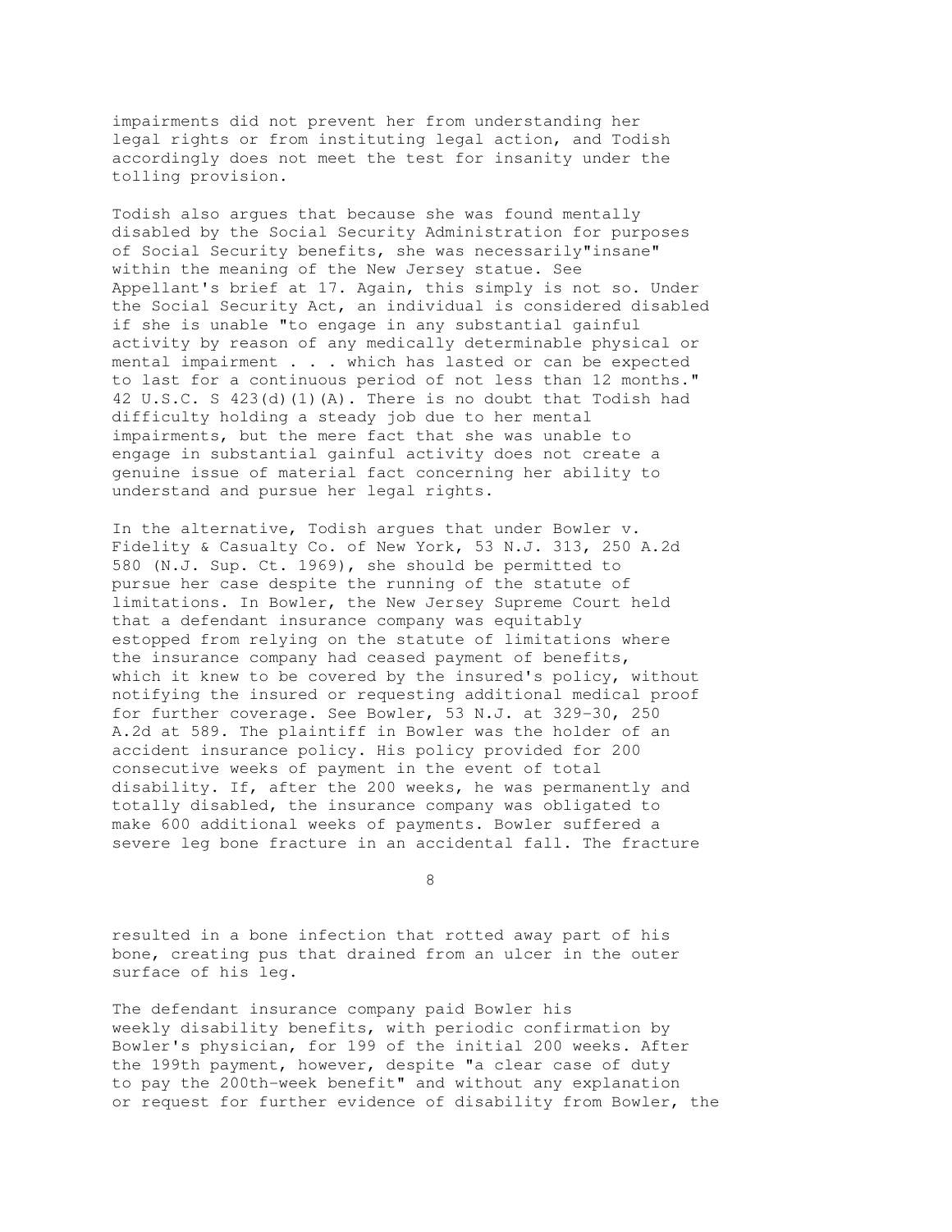impairments did not prevent her from understanding her legal rights or from instituting legal action, and Todish accordingly does not meet the test for insanity under the tolling provision.

Todish also argues that because she was found mentally disabled by the Social Security Administration for purposes of Social Security benefits, she was necessarily"insane" within the meaning of the New Jersey statue. See Appellant's brief at 17. Again, this simply is not so. Under the Social Security Act, an individual is considered disabled if she is unable "to engage in any substantial gainful activity by reason of any medically determinable physical or mental impairment . . . which has lasted or can be expected to last for a continuous period of not less than 12 months." 42 U.S.C. S 423(d)(1)(A). There is no doubt that Todish had difficulty holding a steady job due to her mental impairments, but the mere fact that she was unable to engage in substantial gainful activity does not create a genuine issue of material fact concerning her ability to understand and pursue her legal rights.

In the alternative, Todish argues that under Bowler v. Fidelity & Casualty Co. of New York, 53 N.J. 313, 250 A.2d 580 (N.J. Sup. Ct. 1969), she should be permitted to pursue her case despite the running of the statute of limitations. In Bowler, the New Jersey Supreme Court held that a defendant insurance company was equitably estopped from relying on the statute of limitations where the insurance company had ceased payment of benefits, which it knew to be covered by the insured's policy, without notifying the insured or requesting additional medical proof for further coverage. See Bowler, 53 N.J. at 329-30, 250 A.2d at 589. The plaintiff in Bowler was the holder of an accident insurance policy. His policy provided for 200 consecutive weeks of payment in the event of total disability. If, after the 200 weeks, he was permanently and totally disabled, the insurance company was obligated to make 600 additional weeks of payments. Bowler suffered a severe leg bone fracture in an accidental fall. The fracture resulted in a bone infection that rotted away part of his bone, creating pus that drained from an ulcer in the outer surface of his leg.

The defendant insurance company paid Bowler his weekly disability benefits, with periodic confirmation by Bowler's physician, for 199 of the initial 200 weeks. After the 199th payment, however, despite "a clear case of duty to pay the 200th-week benefit" and without any explanation or request for further evidence of disability from Bowler, the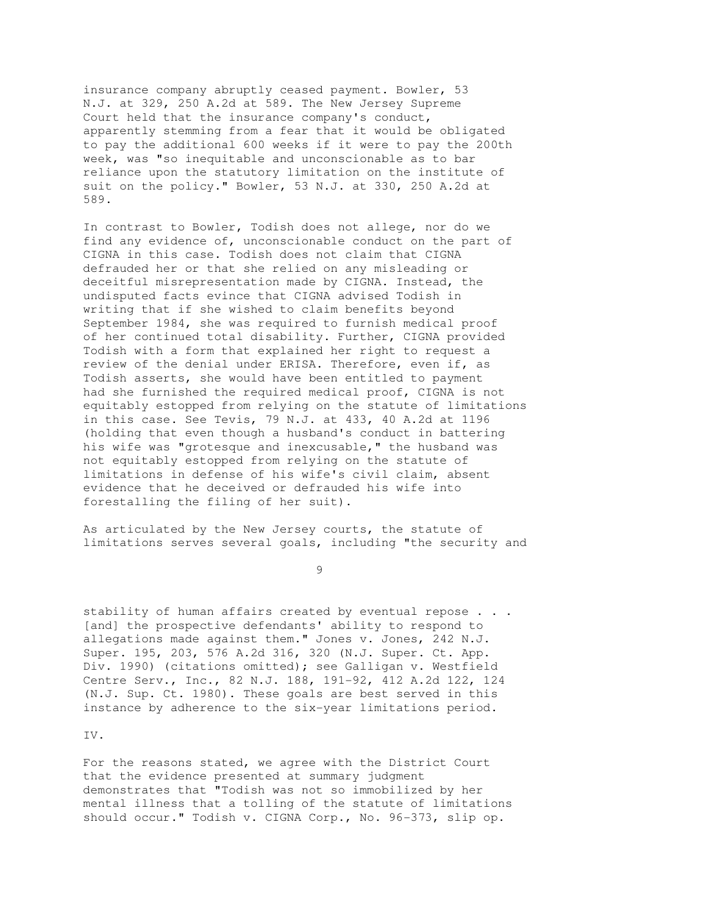insurance company abruptly ceased payment. Bowler, 53 N.J. at 329, 250 A.2d at 589. The New Jersey Supreme Court held that the insurance company's conduct, apparently stemming from a fear that it would be obligated to pay the additional 600 weeks if it were to pay the 200th week, was "so inequitable and unconscionable as to bar reliance upon the statutory limitation on the institute of suit on the policy." Bowler, 53 N.J. at 330, 250 A.2d at 589.

In contrast to Bowler, Todish does not allege, nor do we find any evidence of, unconscionable conduct on the part of CIGNA in this case. Todish does not claim that CIGNA defrauded her or that she relied on any misleading or deceitful misrepresentation made by CIGNA. Instead, the undisputed facts evince that CIGNA advised Todish in writing that if she wished to claim benefits beyond September 1984, she was required to furnish medical proof of her continued total disability. Further, CIGNA provided Todish with a form that explained her right to request a review of the denial under ERISA. Therefore, even if, as Todish asserts, she would have been entitled to payment had she furnished the required medical proof, CIGNA is not equitably estopped from relying on the statute of limitations in this case. See Tevis, 79 N.J. at 433, 40 A.2d at 1196 (holding that even though a husband's conduct in battering his wife was "grotesque and inexcusable," the husband was not equitably estopped from relying on the statute of limitations in defense of his wife's civil claim, absent evidence that he deceived or defrauded his wife into forestalling the filing of her suit).

As articulated by the New Jersey courts, the statute of limitations serves several goals, including "the security and stability of human affairs created by eventual repose . . . [and] the prospective defendants' ability to respond to allegations made against them." Jones v. Jones, 242 N.J. Super. 195, 203, 576 A.2d 316, 320 (N.J. Super. Ct. App. Div. 1990) (citations omitted); see Galligan v. Westfield Centre Serv., Inc., 82 N.J. 188, 191-92, 412 A.2d 122, 124 (N.J. Sup. Ct. 1980). These goals are best served in this instance by adherence to the six-year limitations period.

IV.

For the reasons stated, we agree with the District Court that the evidence presented at summary judgment demonstrates that "Todish was not so immobilized by her mental illness that a tolling of the statute of limitations should occur." Todish v. CIGNA Corp., No. 96-373, slip op.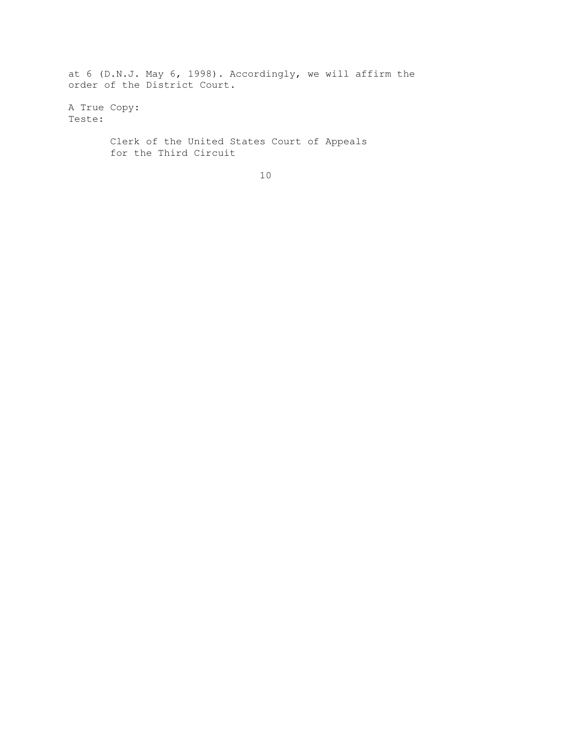at 6 (D.N.J. May 6, 1998). Accordingly, we will affirm the order of the District Court.

A True Copy:
Teste:

Clerk of the United States Court of Appeals
for the Third Circuit